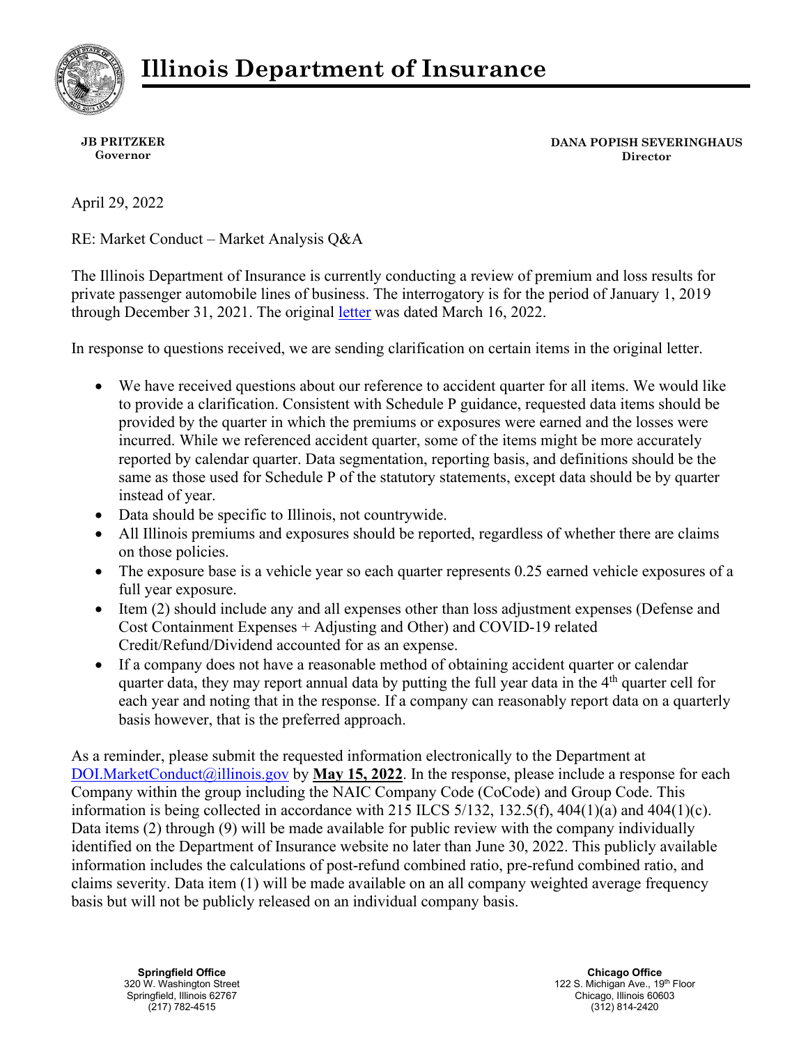# Illinois Department of Insurance

**JB PRITZKER**
**Governor**

**DANA POPISH SEVERINGHAUS**
**Director**

April 29, 2022

RE: Market Conduct – Market Analysis Q&A

The Illinois Department of Insurance is currently conducting a review of premium and loss results for private passenger automobile lines of business. The interrogatory is for the period of January 1, 2019 through December 31, 2021. The original letter was dated March 16, 2022.

In response to questions received, we are sending clarification on certain items in the original letter.

- We have received questions about our reference to accident quarter for all items. We would like to provide a clarification. Consistent with Schedule P guidance, requested data items should be provided by the quarter in which the premiums or exposures were earned and the losses were incurred. While we referenced accident quarter, some of the items might be more accurately reported by calendar quarter. Data segmentation, reporting basis, and definitions should be the same as those used for Schedule P of the statutory statements, except data should be by quarter instead of year.
- Data should be specific to Illinois, not countrywide.
- All Illinois premiums and exposures should be reported, regardless of whether there are claims on those policies.
- The exposure base is a vehicle year so each quarter represents 0.25 earned vehicle exposures of a full year exposure.
- Item (2) should include any and all expenses other than loss adjustment expenses (Defense and Cost Containment Expenses + Adjusting and Other) and COVID-19 related Credit/Refund/Dividend accounted for as an expense.
- If a company does not have a reasonable method of obtaining accident quarter or calendar quarter data, they may report annual data by putting the full year data in the 4th quarter cell for each year and noting that in the response. If a company can reasonably report data on a quarterly basis however, that is the preferred approach.

As a reminder, please submit the requested information electronically to the Department at DOI.MarketConduct@illinois.gov by **May 15, 2022**. In the response, please include a response for each Company within the group including the NAIC Company Code (CoCode) and Group Code. This information is being collected in accordance with 215 ILCS 5/132, 132.5(f), 404(1)(a) and 404(1)(c). Data items (2) through (9) will be made available for public review with the company individually identified on the Department of Insurance website no later than June 30, 2022. This publicly available information includes the calculations of post-refund combined ratio, pre-refund combined ratio, and claims severity. Data item (1) will be made available on an all company weighted average frequency basis but will not be publicly released on an individual company basis.

**Springfield Office**
320 W. Washington Street
Springfield, Illinois 62767
(217) 782-4515

**Chicago Office**
122 S. Michigan Ave., 19th Floor
Chicago, Illinois 60603
(312) 814-2420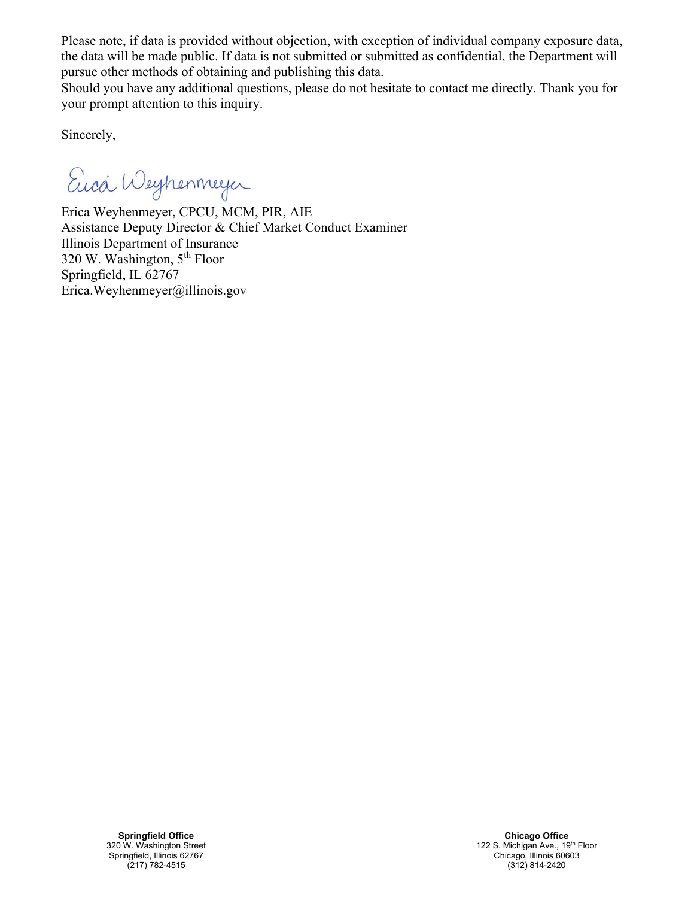Please note, if data is provided without objection, with exception of individual company exposure data, the data will be made public. If data is not submitted or submitted as confidential, the Department will pursue other methods of obtaining and publishing this data.

Should you have any additional questions, please do not hesitate to contact me directly. Thank you for your prompt attention to this inquiry.

Sincerely,

Erica Weyhenmeyer, CPCU, MCM, PIR, AIE
Assistance Deputy Director & Chief Market Conduct Examiner
Illinois Department of Insurance
320 W. Washington, 5th Floor
Springfield, IL 62767
Erica.Weyhenmeyer@illinois.gov

**Springfield Office**
320 W. Washington Street
Springfield, Illinois 62767
(217) 782-4515

**Chicago Office**
122 S. Michigan Ave., 19th Floor
Chicago, Illinois 60603
(312) 814-2420